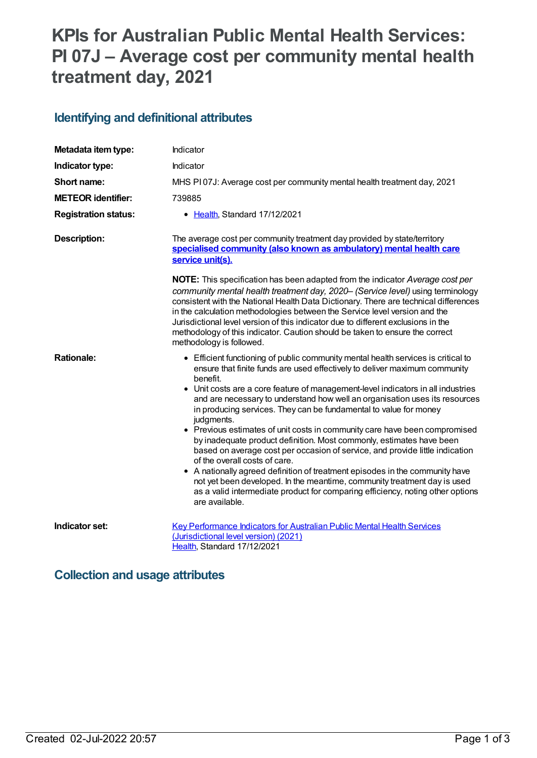# KPIs for Australian Public Mental Health Services: PI 07J – Average cost per community mental health treatment day, 2021

## Identifying and definitional attributes

| | |
|---|---|
| **Metadata item type:** | Indicator |
| **Indicator type:** | Indicator |
| **Short name:** | MHS PI 07J: Average cost per community mental health treatment day, 2021 |
| **METEOR identifier:** | 739885 |
| **Registration status:** | • Health, Standard 17/12/2021 |
| **Description:** | The average cost per community treatment day provided by state/territory **specialised community (also known as ambulatory) mental health care service unit(s).**<br><br>**NOTE:** This specification has been adapted from the indicator *Average cost per community mental health treatment day, 2020– (Service level)* using terminology consistent with the National Health Data Dictionary. There are technical differences in the calculation methodologies between the Service level version and the Jurisdictional level version of this indicator due to different exclusions in the methodology of this indicator. Caution should be taken to ensure the correct methodology is followed. |
| **Rationale:** | • Efficient functioning of public community mental health services is critical to ensure that finite funds are used effectively to deliver maximum community benefit.<br>• Unit costs are a core feature of management-level indicators in all industries and are necessary to understand how well an organisation uses its resources in producing services. They can be fundamental to value for money judgments.<br>• Previous estimates of unit costs in community care have been compromised by inadequate product definition. Most commonly, estimates have been based on average cost per occasion of service, and provide little indication of the overall costs of care.<br>• A nationally agreed definition of treatment episodes in the community have not yet been developed. In the meantime, community treatment day is used as a valid intermediate product for comparing efficiency, noting other options are available. |
| **Indicator set:** | Key Performance Indicators for Australian Public Mental Health Services (Jurisdictional level version) (2021)<br>Health, Standard 17/12/2021 |

## Collection and usage attributes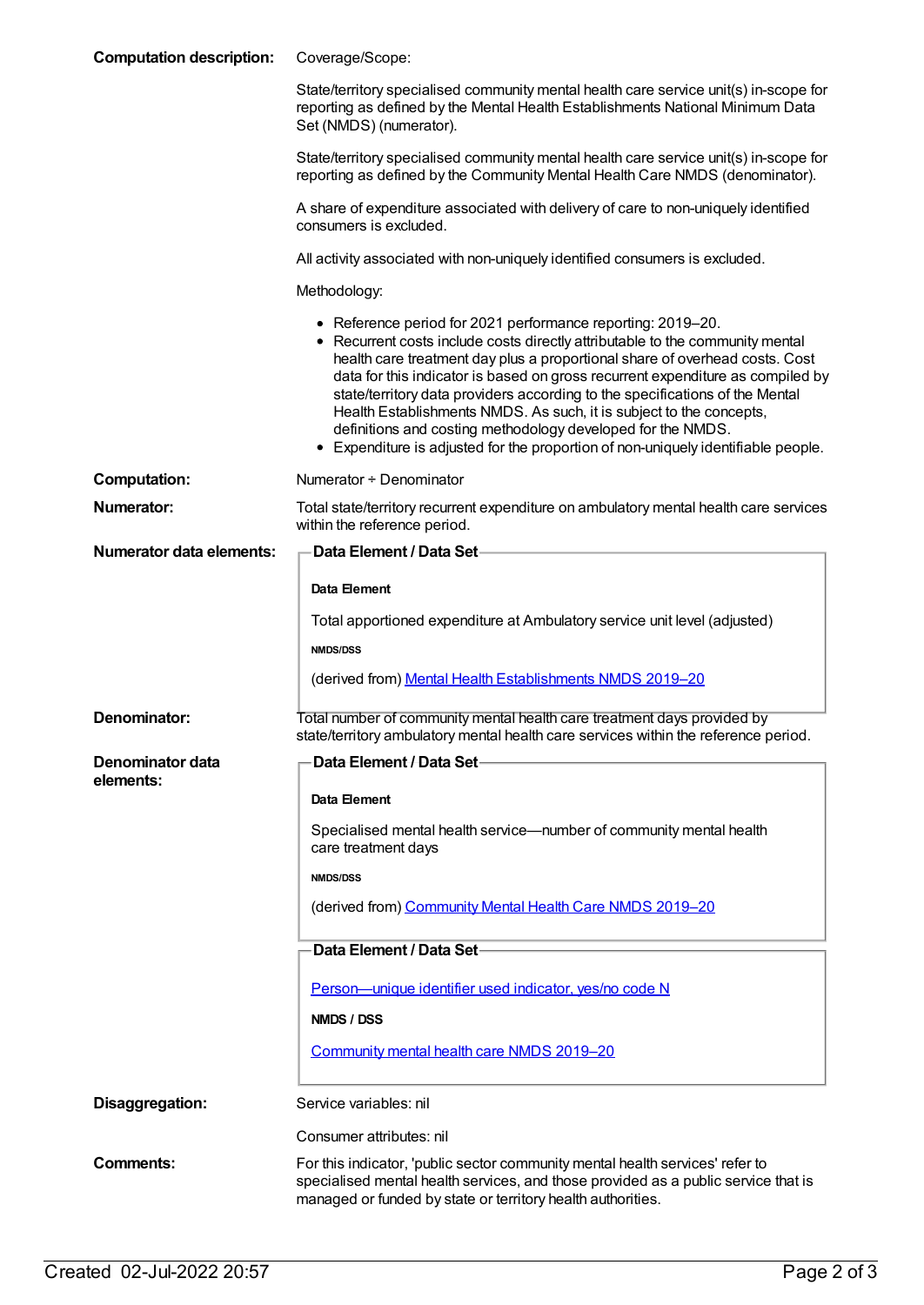**Computation description:**

Coverage/Scope:

State/territory specialised community mental health care service unit(s) in-scope for reporting as defined by the Mental Health Establishments National Minimum Data Set (NMDS) (numerator).

State/territory specialised community mental health care service unit(s) in-scope for reporting as defined by the Community Mental Health Care NMDS (denominator).

A share of expenditure associated with delivery of care to non-uniquely identified consumers is excluded.

All activity associated with non-uniquely identified consumers is excluded.

Methodology:

- Reference period for 2021 performance reporting: 2019–20.
- Recurrent costs include costs directly attributable to the community mental health care treatment day plus a proportional share of overhead costs. Cost data for this indicator is based on gross recurrent expenditure as compiled by state/territory data providers according to the specifications of the Mental Health Establishments NMDS. As such, it is subject to the concepts, definitions and costing methodology developed for the NMDS.
- Expenditure is adjusted for the proportion of non-uniquely identifiable people.

**Computation:** Numerator ÷ Denominator

**Numerator:** Total state/territory recurrent expenditure on ambulatory mental health care services within the reference period.

**Numerator data elements:**

**Data Element / Data Set**

**Data Element**

Total apportioned expenditure at Ambulatory service unit level (adjusted)

**NMDS/DSS**

(derived from) Mental Health Establishments NMDS 2019–20

**Denominator:** Total number of community mental health care treatment days provided by state/territory ambulatory mental health care services within the reference period.

**Denominator data elements:**

**Data Element / Data Set**

**Data Element**

Specialised mental health service—number of community mental health care treatment days

**NMDS/DSS**

(derived from) Community Mental Health Care NMDS 2019–20

**Data Element / Data Set**

Person—unique identifier used indicator, yes/no code N

**NMDS / DSS**

Community mental health care NMDS 2019–20

**Disaggregation:**

Service variables: nil

Consumer attributes: nil

**Comments:** For this indicator, 'public sector community mental health services' refer to specialised mental health services, and those provided as a public service that is managed or funded by state or territory health authorities.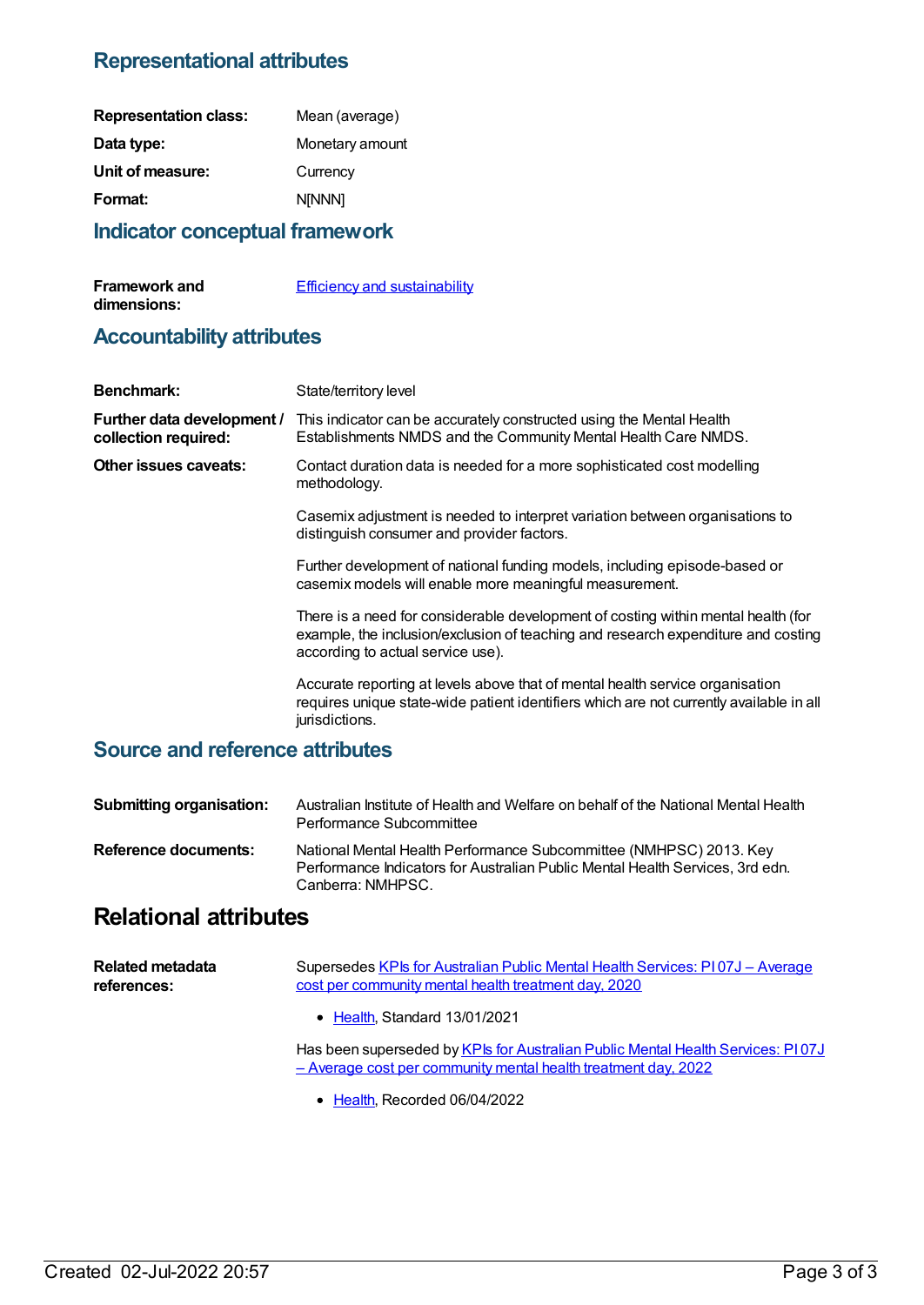## Representational attributes

| | |
|---|---|
| **Representation class:** | Mean (average) |
| **Data type:** | Monetary amount |
| **Unit of measure:** | Currency |
| **Format:** | N[NNN] |

## Indicator conceptual framework

| | |
|---|---|
| **Framework and dimensions:** | Efficiency and sustainability |

## Accountability attributes

**Benchmark:** State/territory level

**Further data development / collection required:** This indicator can be accurately constructed using the Mental Health Establishments NMDS and the Community Mental Health Care NMDS.

**Other issues caveats:** Contact duration data is needed for a more sophisticated cost modelling methodology.

Casemix adjustment is needed to interpret variation between organisations to distinguish consumer and provider factors.

Further development of national funding models, including episode-based or casemix models will enable more meaningful measurement.

There is a need for considerable development of costing within mental health (for example, the inclusion/exclusion of teaching and research expenditure and costing according to actual service use).

Accurate reporting at levels above that of mental health service organisation requires unique state-wide patient identifiers which are not currently available in all jurisdictions.

## Source and reference attributes

**Submitting organisation:** Australian Institute of Health and Welfare on behalf of the National Mental Health Performance Subcommittee

**Reference documents:** National Mental Health Performance Subcommittee (NMHPSC) 2013. Key Performance Indicators for Australian Public Mental Health Services, 3rd edn. Canberra: NMHPSC.

# Relational attributes

**Related metadata references:**

Supersedes KPIs for Australian Public Mental Health Services: PI 07J – Average cost per community mental health treatment day, 2020

- Health, Standard 13/01/2021

Has been superseded by KPIs for Australian Public Mental Health Services: PI 07J – Average cost per community mental health treatment day, 2022

- Health, Recorded 06/04/2022